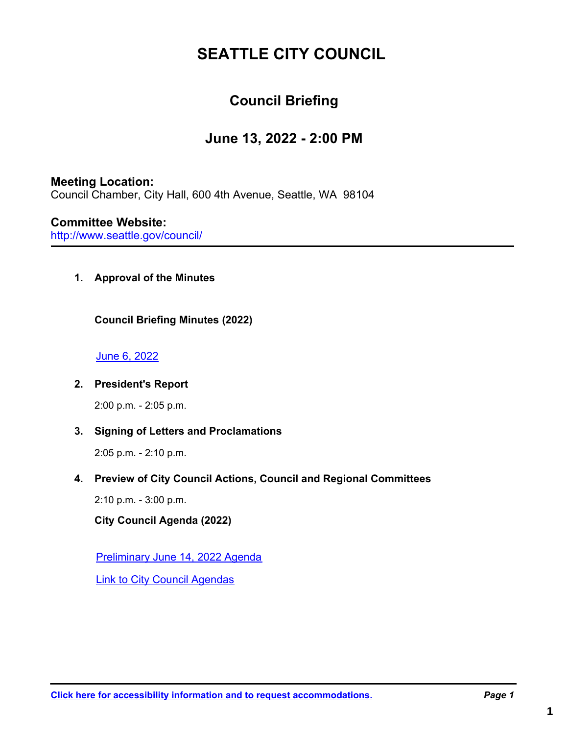# SEATTLE CITY COUNCIL

## Council Briefing

## June 13, 2022 - 2:00 PM

**Meeting Location:**
Council Chamber, City Hall, 600 4th Avenue, Seattle, WA 98104

**Committee Website:**
http://www.seattle.gov/council/

---

1. **Approval of the Minutes**

   **Council Briefing Minutes (2022)**

   June 6, 2022

2. **President's Report**

   2:00 p.m. - 2:05 p.m.

3. **Signing of Letters and Proclamations**

   2:05 p.m. - 2:10 p.m.

4. **Preview of City Council Actions, Council and Regional Committees**

   2:10 p.m. - 3:00 p.m.

   **City Council Agenda (2022)**

   Preliminary June 14, 2022 Agenda

   Link to City Council Agendas

---

**Click here for accessibility information and to request accommodations.**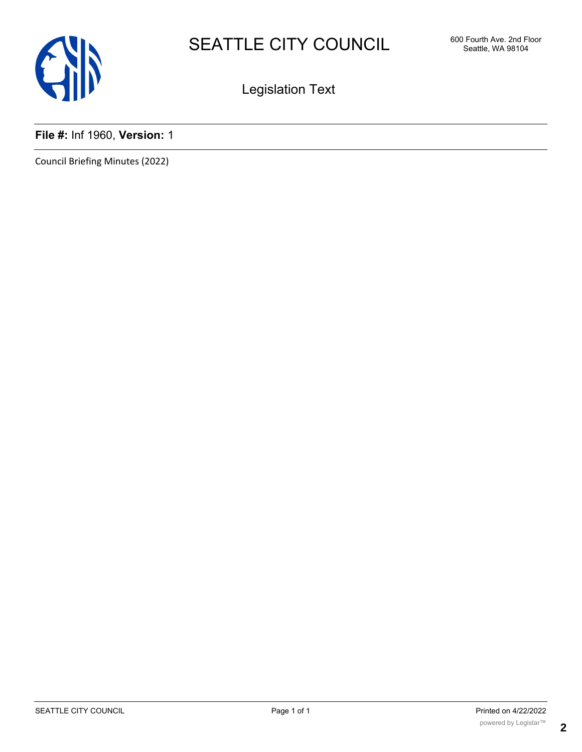# SEATTLE CITY COUNCIL

600 Fourth Ave. 2nd Floor
Seattle, WA 98104

## Legislation Text

**File #:** Inf 1960, **Version:** 1

Council Briefing Minutes (2022)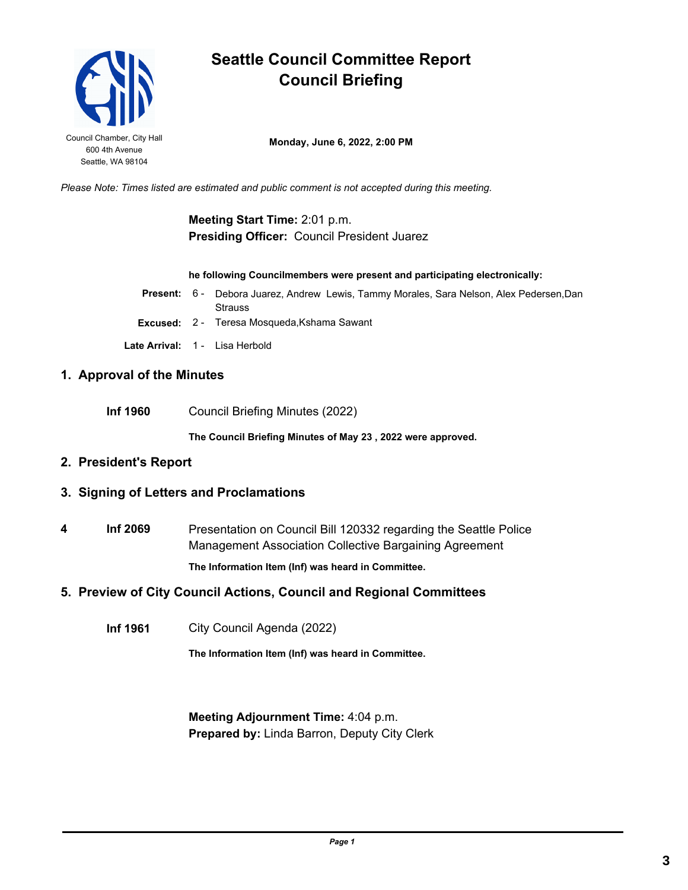# Seattle Council Committee Report
# Council Briefing

Council Chamber, City Hall
600 4th Avenue
Seattle, WA 98104

**Monday, June 6, 2022, 2:00 PM**

*Please Note: Times listed are estimated and public comment is not accepted during this meeting.*

**Meeting Start Time:** 2:01 p.m.
**Presiding Officer:** Council President Juarez

**he following Councilmembers were present and participating electronically:**

**Present:** 6 - Debora Juarez, Andrew Lewis, Tammy Morales, Sara Nelson, Alex Pedersen,Dan Strauss

**Excused:** 2 - Teresa Mosqueda,Kshama Sawant

**Late Arrival:** 1 - Lisa Herbold

## 1. Approval of the Minutes

**Inf 1960** Council Briefing Minutes (2022)

**The Council Briefing Minutes of May 23 , 2022 were approved.**

## 2. President's Report

## 3. Signing of Letters and Proclamations

**4** **Inf 2069** Presentation on Council Bill 120332 regarding the Seattle Police Management Association Collective Bargaining Agreement

**The Information Item (Inf) was heard in Committee.**

## 5. Preview of City Council Actions, Council and Regional Committees

**Inf 1961** City Council Agenda (2022)

**The Information Item (Inf) was heard in Committee.**

**Meeting Adjournment Time:** 4:04 p.m.
**Prepared by:** Linda Barron, Deputy City Clerk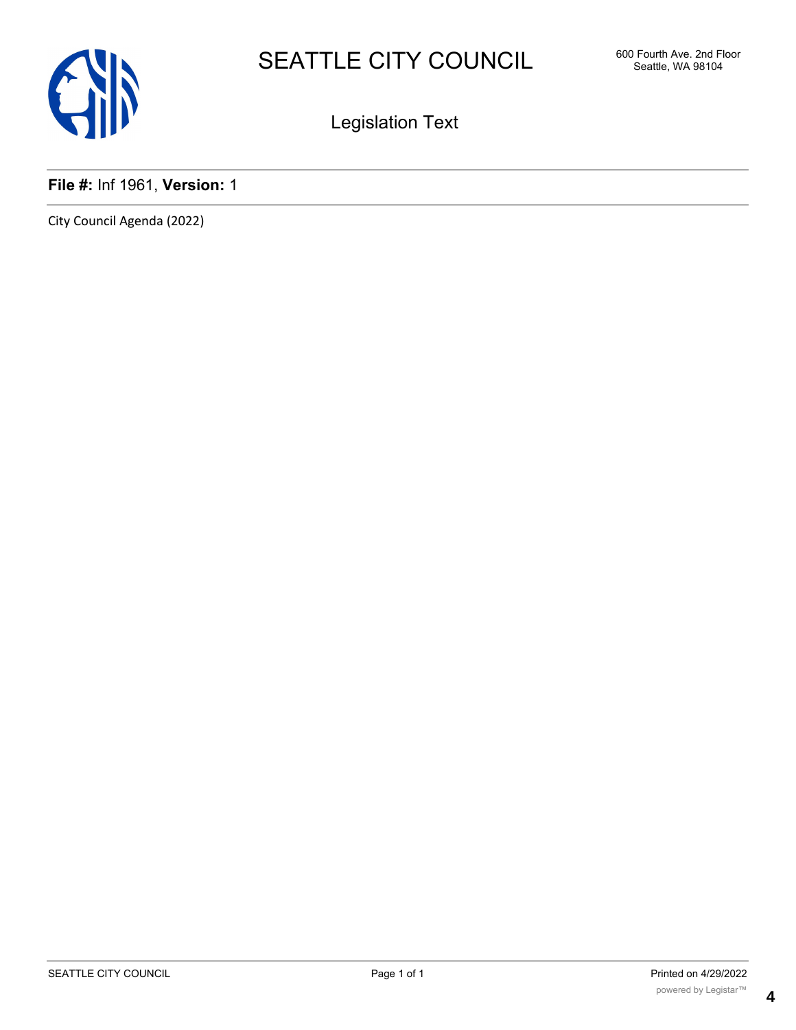# SEATTLE CITY COUNCIL

600 Fourth Ave. 2nd Floor
Seattle, WA 98104

## Legislation Text

**File #:** Inf 1961, **Version:** 1

City Council Agenda (2022)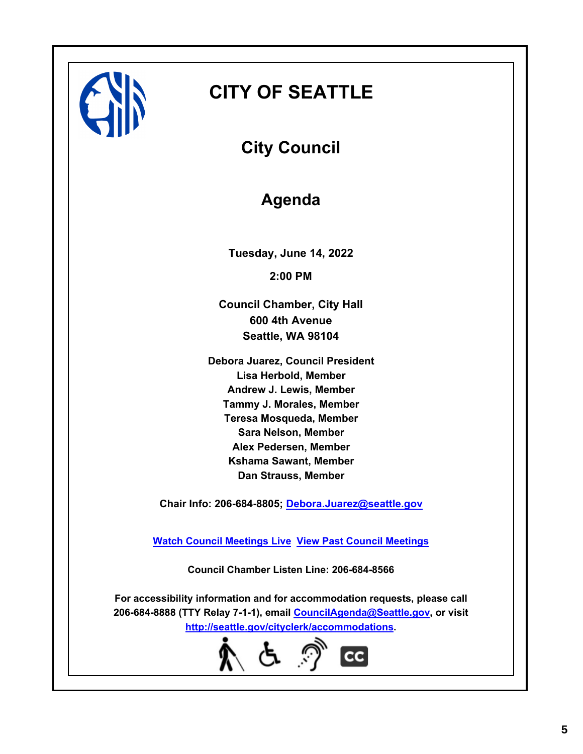# CITY OF SEATTLE

## City Council

## Agenda

**Tuesday, June 14, 2022**

**2:00 PM**

**Council Chamber, City Hall**
**600 4th Avenue**
**Seattle, WA 98104**

**Debora Juarez, Council President**
**Lisa Herbold, Member**
**Andrew J. Lewis, Member**
**Tammy J. Morales, Member**
**Teresa Mosqueda, Member**
**Sara Nelson, Member**
**Alex Pedersen, Member**
**Kshama Sawant, Member**
**Dan Strauss, Member**

**Chair Info: 206-684-8805; Debora.Juarez@seattle.gov**

**Watch Council Meetings Live** **View Past Council Meetings**

**Council Chamber Listen Line: 206-684-8566**

**For accessibility information and for accommodation requests, please call 206-684-8888 (TTY Relay 7-1-1), email CouncilAgenda@Seattle.gov, or visit http://seattle.gov/cityclerk/accommodations.**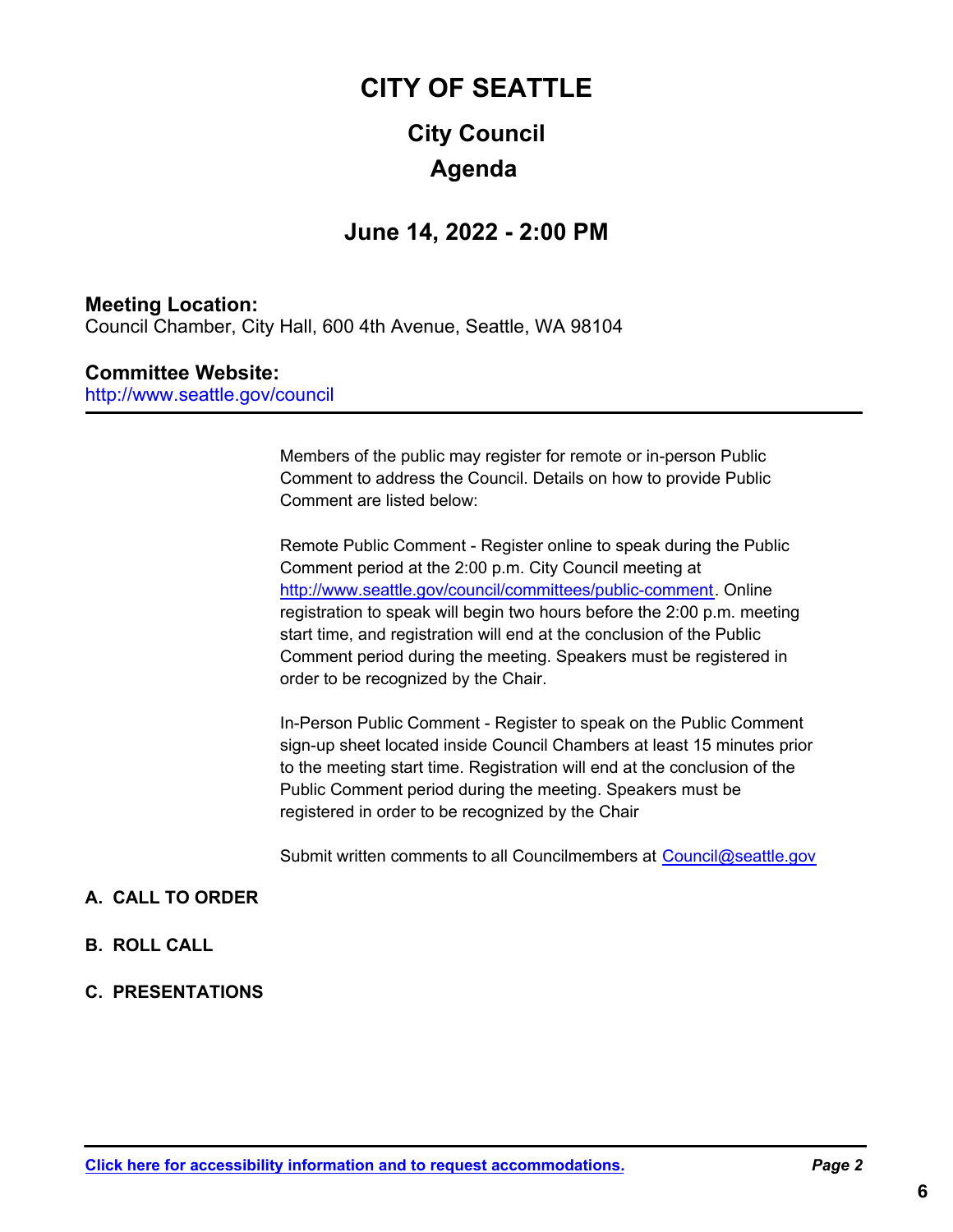# CITY OF SEATTLE

## City Council

## Agenda

### June 14, 2022 - 2:00 PM

**Meeting Location:**
Council Chamber, City Hall, 600 4th Avenue, Seattle, WA 98104

**Committee Website:**
http://www.seattle.gov/council

---

Members of the public may register for remote or in-person Public Comment to address the Council. Details on how to provide Public Comment are listed below:

Remote Public Comment - Register online to speak during the Public Comment period at the 2:00 p.m. City Council meeting at http://www.seattle.gov/council/committees/public-comment. Online registration to speak will begin two hours before the 2:00 p.m. meeting start time, and registration will end at the conclusion of the Public Comment period during the meeting. Speakers must be registered in order to be recognized by the Chair.

In-Person Public Comment - Register to speak on the Public Comment sign-up sheet located inside Council Chambers at least 15 minutes prior to the meeting start time. Registration will end at the conclusion of the Public Comment period during the meeting. Speakers must be registered in order to be recognized by the Chair

Submit written comments to all Councilmembers at Council@seattle.gov

**A. CALL TO ORDER**

**B. ROLL CALL**

**C. PRESENTATIONS**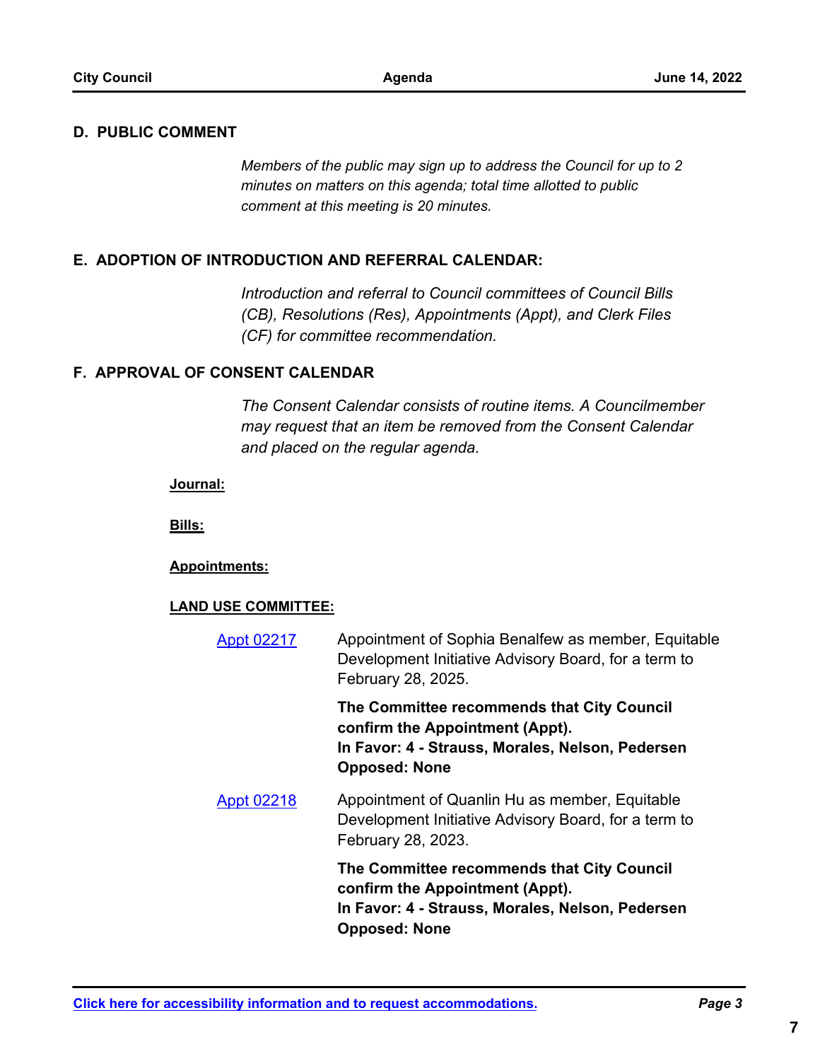## D. PUBLIC COMMENT

*Members of the public may sign up to address the Council for up to 2 minutes on matters on this agenda; total time allotted to public comment at this meeting is 20 minutes.*

## E. ADOPTION OF INTRODUCTION AND REFERRAL CALENDAR:

*Introduction and referral to Council committees of Council Bills (CB), Resolutions (Res), Appointments (Appt), and Clerk Files (CF) for committee recommendation.*

## F. APPROVAL OF CONSENT CALENDAR

*The Consent Calendar consists of routine items. A Councilmember may request that an item be removed from the Consent Calendar and placed on the regular agenda.*

**Journal:**

**Bills:**

**Appointments:**

**LAND USE COMMITTEE:**

Appt 02217 — Appointment of Sophia Benalfew as member, Equitable Development Initiative Advisory Board, for a term to February 28, 2025.

**The Committee recommends that City Council confirm the Appointment (Appt).**
**In Favor: 4 - Strauss, Morales, Nelson, Pedersen**
**Opposed: None**

Appt 02218 — Appointment of Quanlin Hu as member, Equitable Development Initiative Advisory Board, for a term to February 28, 2023.

**The Committee recommends that City Council confirm the Appointment (Appt).**
**In Favor: 4 - Strauss, Morales, Nelson, Pedersen**
**Opposed: None**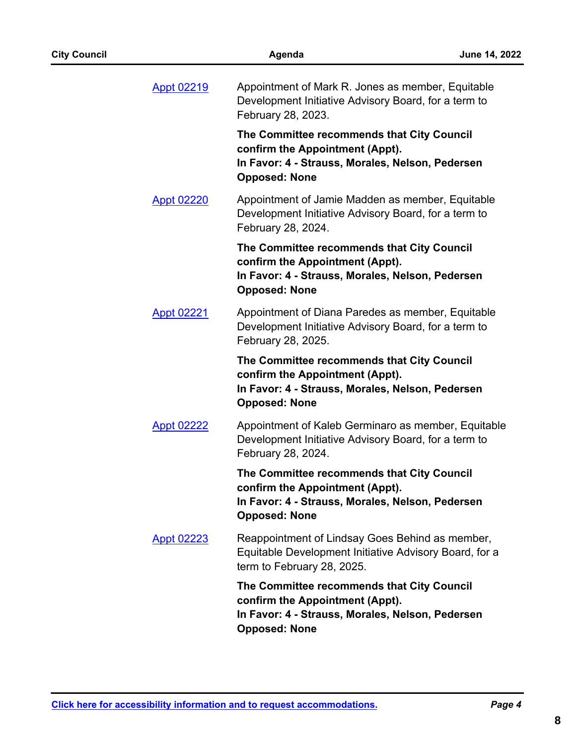Appt 02219 Appointment of Mark R. Jones as member, Equitable Development Initiative Advisory Board, for a term to February 28, 2023.

**The Committee recommends that City Council confirm the Appointment (Appt).**
**In Favor: 4 - Strauss, Morales, Nelson, Pedersen**
**Opposed: None**

Appt 02220 Appointment of Jamie Madden as member, Equitable Development Initiative Advisory Board, for a term to February 28, 2024.

**The Committee recommends that City Council confirm the Appointment (Appt).**
**In Favor: 4 - Strauss, Morales, Nelson, Pedersen**
**Opposed: None**

Appt 02221 Appointment of Diana Paredes as member, Equitable Development Initiative Advisory Board, for a term to February 28, 2025.

**The Committee recommends that City Council confirm the Appointment (Appt).**
**In Favor: 4 - Strauss, Morales, Nelson, Pedersen**
**Opposed: None**

Appt 02222 Appointment of Kaleb Germinaro as member, Equitable Development Initiative Advisory Board, for a term to February 28, 2024.

**The Committee recommends that City Council confirm the Appointment (Appt).**
**In Favor: 4 - Strauss, Morales, Nelson, Pedersen**
**Opposed: None**

Appt 02223 Reappointment of Lindsay Goes Behind as member, Equitable Development Initiative Advisory Board, for a term to February 28, 2025.

**The Committee recommends that City Council confirm the Appointment (Appt).**
**In Favor: 4 - Strauss, Morales, Nelson, Pedersen**
**Opposed: None**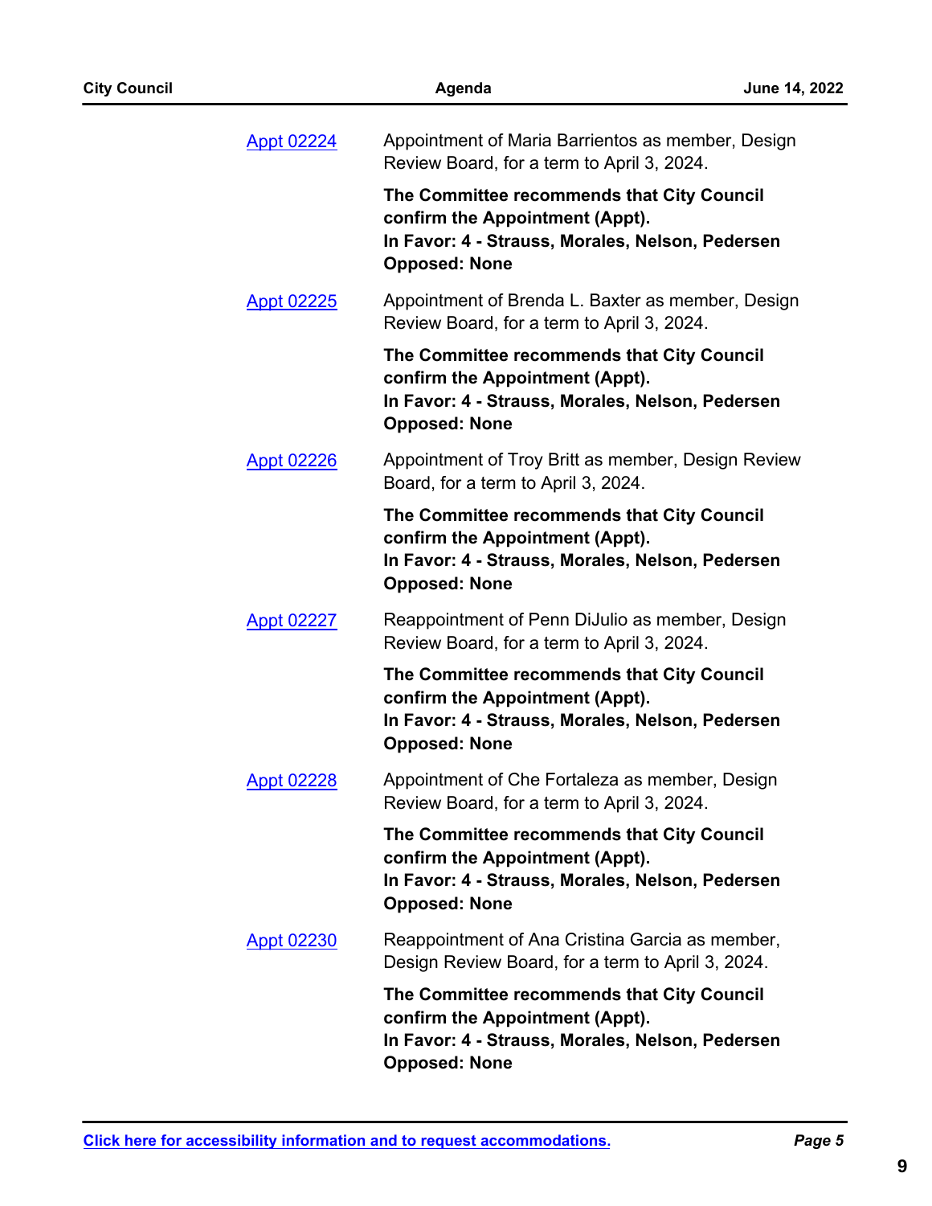Appt 02224 Appointment of Maria Barrientos as member, Design Review Board, for a term to April 3, 2024.

**The Committee recommends that City Council confirm the Appointment (Appt).**
**In Favor: 4 - Strauss, Morales, Nelson, Pedersen**
**Opposed: None**

Appt 02225 Appointment of Brenda L. Baxter as member, Design Review Board, for a term to April 3, 2024.

**The Committee recommends that City Council confirm the Appointment (Appt).**
**In Favor: 4 - Strauss, Morales, Nelson, Pedersen**
**Opposed: None**

Appt 02226 Appointment of Troy Britt as member, Design Review Board, for a term to April 3, 2024.

**The Committee recommends that City Council confirm the Appointment (Appt).**
**In Favor: 4 - Strauss, Morales, Nelson, Pedersen**
**Opposed: None**

Appt 02227 Reappointment of Penn DiJulio as member, Design Review Board, for a term to April 3, 2024.

**The Committee recommends that City Council confirm the Appointment (Appt).**
**In Favor: 4 - Strauss, Morales, Nelson, Pedersen**
**Opposed: None**

Appt 02228 Appointment of Che Fortaleza as member, Design Review Board, for a term to April 3, 2024.

**The Committee recommends that City Council confirm the Appointment (Appt).**
**In Favor: 4 - Strauss, Morales, Nelson, Pedersen**
**Opposed: None**

Appt 02230 Reappointment of Ana Cristina Garcia as member, Design Review Board, for a term to April 3, 2024.

**The Committee recommends that City Council confirm the Appointment (Appt).**
**In Favor: 4 - Strauss, Morales, Nelson, Pedersen**
**Opposed: None**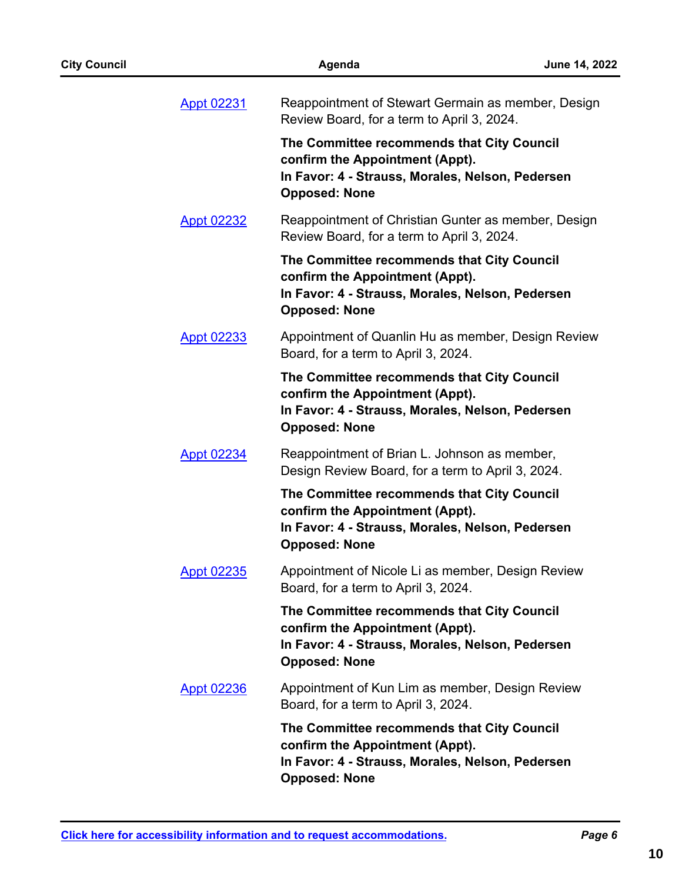**Appt 02231** Reappointment of Stewart Germain as member, Design Review Board, for a term to April 3, 2024.

**The Committee recommends that City Council confirm the Appointment (Appt).**
**In Favor: 4 - Strauss, Morales, Nelson, Pedersen**
**Opposed: None**

**Appt 02232** Reappointment of Christian Gunter as member, Design Review Board, for a term to April 3, 2024.

**The Committee recommends that City Council confirm the Appointment (Appt).**
**In Favor: 4 - Strauss, Morales, Nelson, Pedersen**
**Opposed: None**

**Appt 02233** Appointment of Quanlin Hu as member, Design Review Board, for a term to April 3, 2024.

**The Committee recommends that City Council confirm the Appointment (Appt).**
**In Favor: 4 - Strauss, Morales, Nelson, Pedersen**
**Opposed: None**

**Appt 02234** Reappointment of Brian L. Johnson as member, Design Review Board, for a term to April 3, 2024.

**The Committee recommends that City Council confirm the Appointment (Appt).**
**In Favor: 4 - Strauss, Morales, Nelson, Pedersen**
**Opposed: None**

**Appt 02235** Appointment of Nicole Li as member, Design Review Board, for a term to April 3, 2024.

**The Committee recommends that City Council confirm the Appointment (Appt).**
**In Favor: 4 - Strauss, Morales, Nelson, Pedersen**
**Opposed: None**

**Appt 02236** Appointment of Kun Lim as member, Design Review Board, for a term to April 3, 2024.

**The Committee recommends that City Council confirm the Appointment (Appt).**
**In Favor: 4 - Strauss, Morales, Nelson, Pedersen**
**Opposed: None**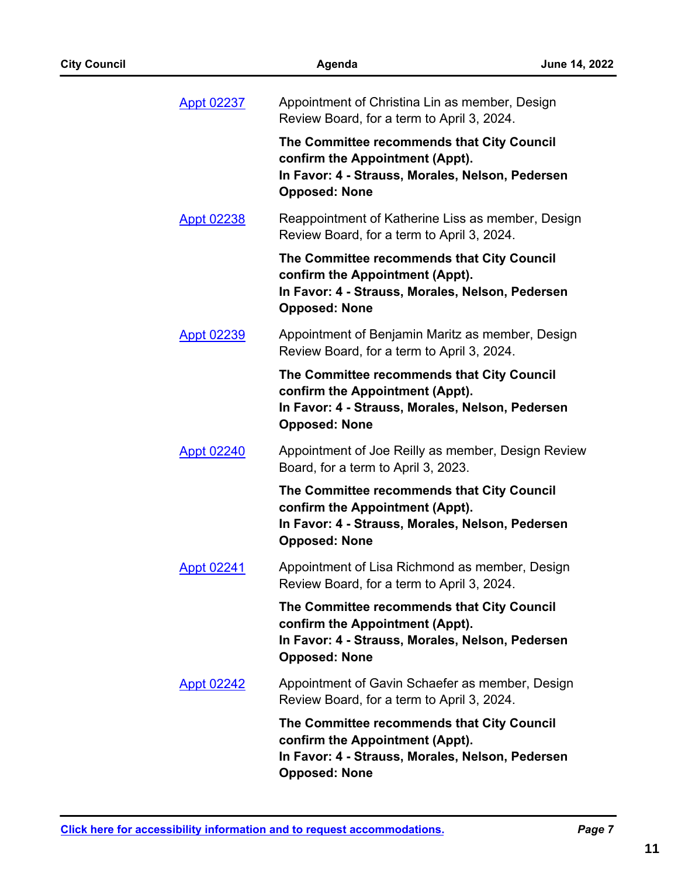Appt 02237 — Appointment of Christina Lin as member, Design Review Board, for a term to April 3, 2024.

**The Committee recommends that City Council confirm the Appointment (Appt).**
**In Favor: 4 - Strauss, Morales, Nelson, Pedersen**
**Opposed: None**

Appt 02238 — Reappointment of Katherine Liss as member, Design Review Board, for a term to April 3, 2024.

**The Committee recommends that City Council confirm the Appointment (Appt).**
**In Favor: 4 - Strauss, Morales, Nelson, Pedersen**
**Opposed: None**

Appt 02239 — Appointment of Benjamin Maritz as member, Design Review Board, for a term to April 3, 2024.

**The Committee recommends that City Council confirm the Appointment (Appt).**
**In Favor: 4 - Strauss, Morales, Nelson, Pedersen**
**Opposed: None**

Appt 02240 — Appointment of Joe Reilly as member, Design Review Board, for a term to April 3, 2023.

**The Committee recommends that City Council confirm the Appointment (Appt).**
**In Favor: 4 - Strauss, Morales, Nelson, Pedersen**
**Opposed: None**

Appt 02241 — Appointment of Lisa Richmond as member, Design Review Board, for a term to April 3, 2024.

**The Committee recommends that City Council confirm the Appointment (Appt).**
**In Favor: 4 - Strauss, Morales, Nelson, Pedersen**
**Opposed: None**

Appt 02242 — Appointment of Gavin Schaefer as member, Design Review Board, for a term to April 3, 2024.

**The Committee recommends that City Council confirm the Appointment (Appt).**
**In Favor: 4 - Strauss, Morales, Nelson, Pedersen**
**Opposed: None**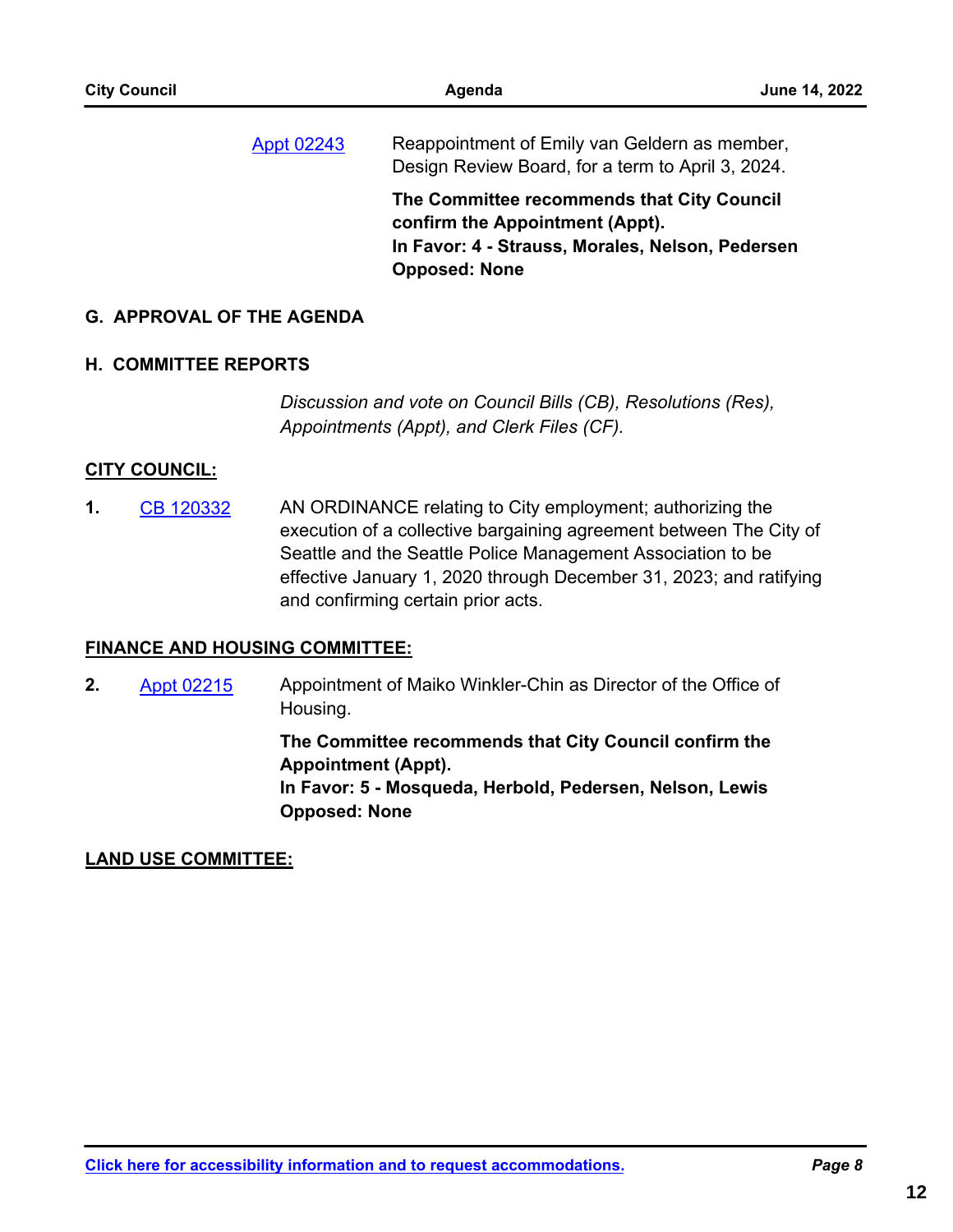Appt 02243 Reappointment of Emily van Geldern as member, Design Review Board, for a term to April 3, 2024.

**The Committee recommends that City Council confirm the Appointment (Appt).**
**In Favor: 4 - Strauss, Morales, Nelson, Pedersen**
**Opposed: None**

## G. APPROVAL OF THE AGENDA

## H. COMMITTEE REPORTS

*Discussion and vote on Council Bills (CB), Resolutions (Res), Appointments (Appt), and Clerk Files (CF).*

**CITY COUNCIL:**

**1.** CB 120332 AN ORDINANCE relating to City employment; authorizing the execution of a collective bargaining agreement between The City of Seattle and the Seattle Police Management Association to be effective January 1, 2020 through December 31, 2023; and ratifying and confirming certain prior acts.

**FINANCE AND HOUSING COMMITTEE:**

**2.** Appt 02215 Appointment of Maiko Winkler-Chin as Director of the Office of Housing.

**The Committee recommends that City Council confirm the Appointment (Appt).**
**In Favor: 5 - Mosqueda, Herbold, Pedersen, Nelson, Lewis**
**Opposed: None**

**LAND USE COMMITTEE:**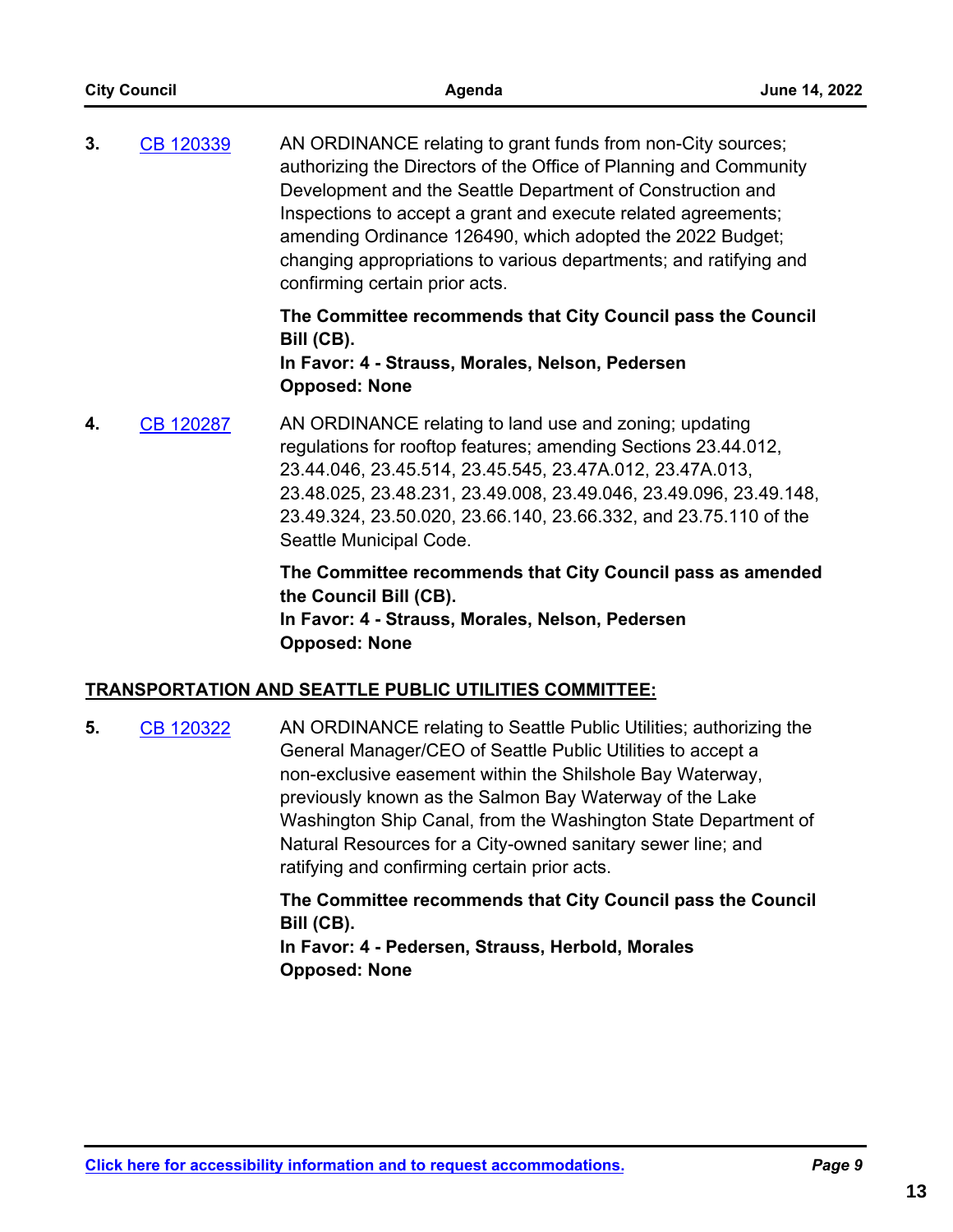3. CB 120339

AN ORDINANCE relating to grant funds from non-City sources; authorizing the Directors of the Office of Planning and Community Development and the Seattle Department of Construction and Inspections to accept a grant and execute related agreements; amending Ordinance 126490, which adopted the 2022 Budget; changing appropriations to various departments; and ratifying and confirming certain prior acts.

**The Committee recommends that City Council pass the Council Bill (CB).**
**In Favor: 4 - Strauss, Morales, Nelson, Pedersen**
**Opposed: None**

4. CB 120287

AN ORDINANCE relating to land use and zoning; updating regulations for rooftop features; amending Sections 23.44.012, 23.44.046, 23.45.514, 23.45.545, 23.47A.012, 23.47A.013, 23.48.025, 23.48.231, 23.49.008, 23.49.046, 23.49.096, 23.49.148, 23.49.324, 23.50.020, 23.66.140, 23.66.332, and 23.75.110 of the Seattle Municipal Code.

**The Committee recommends that City Council pass as amended the Council Bill (CB).**
**In Favor: 4 - Strauss, Morales, Nelson, Pedersen**
**Opposed: None**

## TRANSPORTATION AND SEATTLE PUBLIC UTILITIES COMMITTEE:

5. CB 120322

AN ORDINANCE relating to Seattle Public Utilities; authorizing the General Manager/CEO of Seattle Public Utilities to accept a non-exclusive easement within the Shilshole Bay Waterway, previously known as the Salmon Bay Waterway of the Lake Washington Ship Canal, from the Washington State Department of Natural Resources for a City-owned sanitary sewer line; and ratifying and confirming certain prior acts.

**The Committee recommends that City Council pass the Council Bill (CB).**
**In Favor: 4 - Pedersen, Strauss, Herbold, Morales**
**Opposed: None**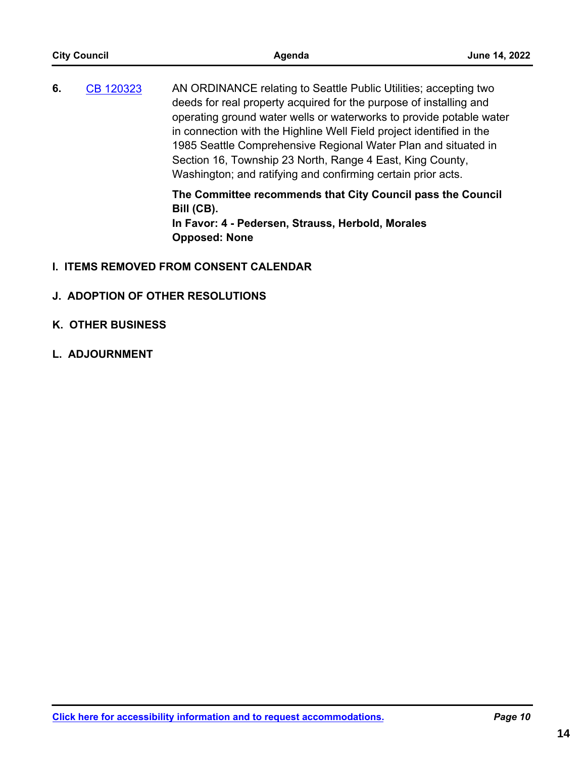6. [CB 120323] AN ORDINANCE relating to Seattle Public Utilities; accepting two deeds for real property acquired for the purpose of installing and operating ground water wells or waterworks to provide potable water in connection with the Highline Well Field project identified in the 1985 Seattle Comprehensive Regional Water Plan and situated in Section 16, Township 23 North, Range 4 East, King County, Washington; and ratifying and confirming certain prior acts.

**The Committee recommends that City Council pass the Council Bill (CB).**
**In Favor: 4 - Pedersen, Strauss, Herbold, Morales**
**Opposed: None**

## I. ITEMS REMOVED FROM CONSENT CALENDAR

## J. ADOPTION OF OTHER RESOLUTIONS

## K. OTHER BUSINESS

## L. ADJOURNMENT

Click here for accessibility information and to request accommodations.